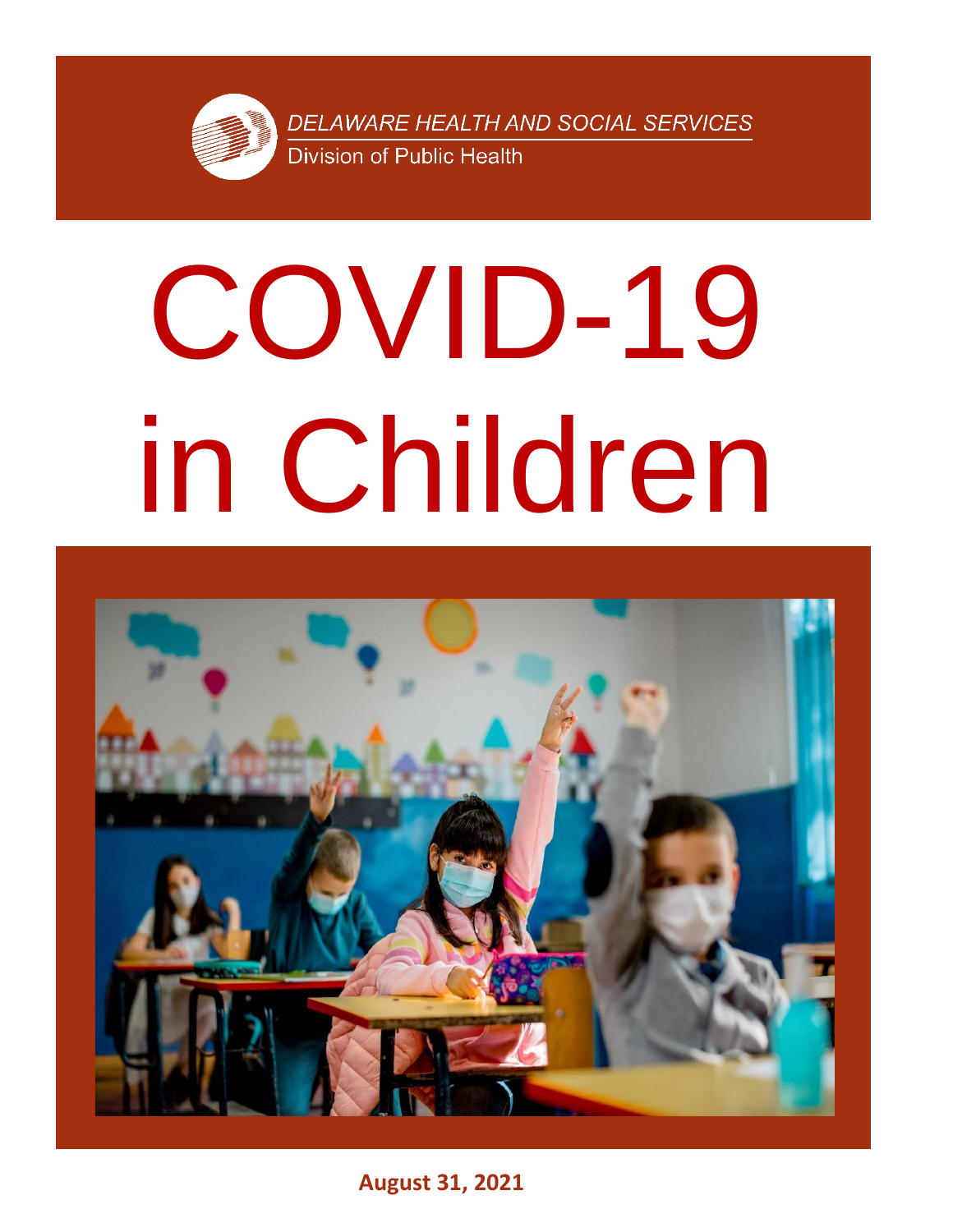DELAWARE HEALTH AND SOCIAL SERVICES
Division of Public Health

# COVID-19 in Children

**August 31, 2021**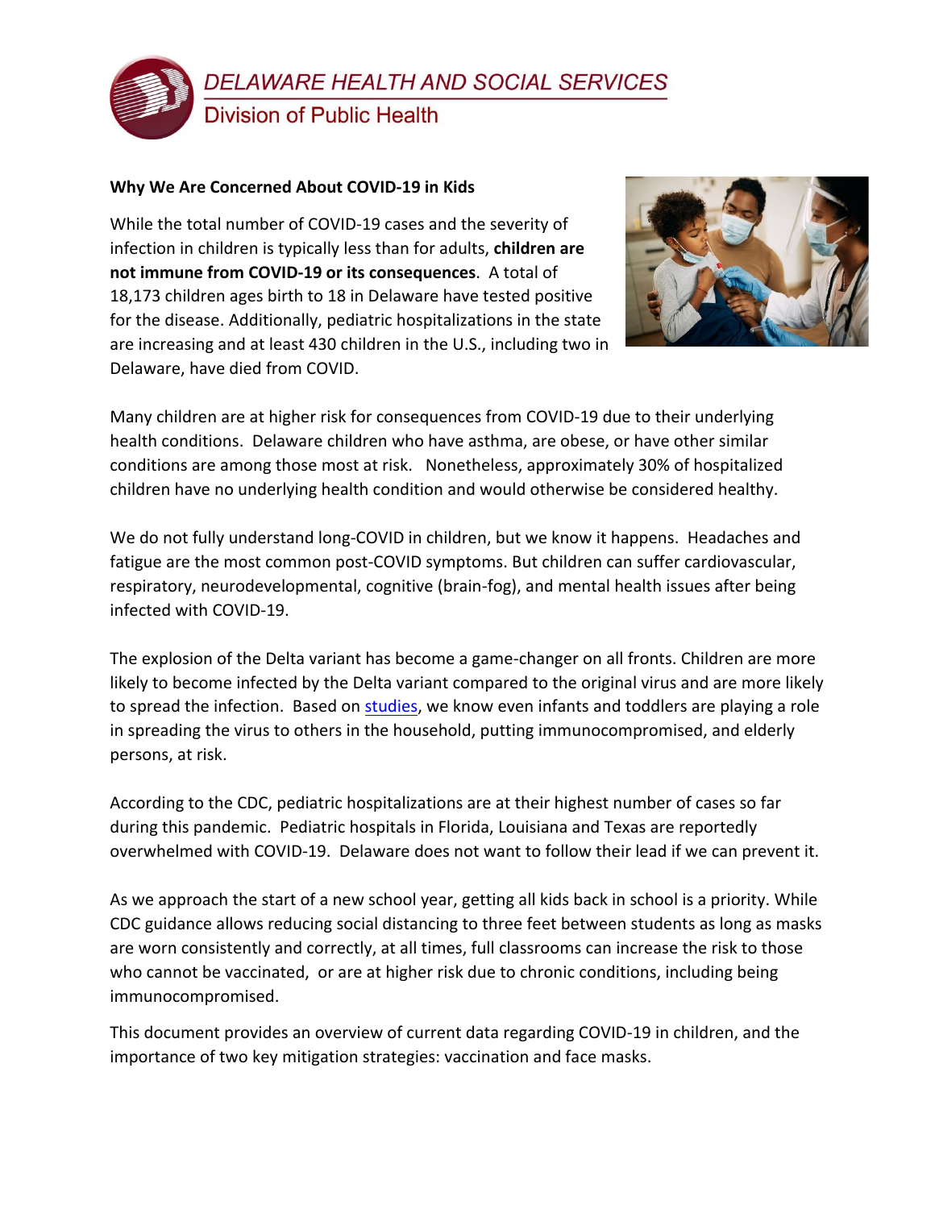DELAWARE HEALTH AND SOCIAL SERVICES
Division of Public Health

**Why We Are Concerned About COVID-19 in Kids**

While the total number of COVID-19 cases and the severity of infection in children is typically less than for adults, **children are not immune from COVID-19 or its consequences**. A total of 18,173 children ages birth to 18 in Delaware have tested positive for the disease. Additionally, pediatric hospitalizations in the state are increasing and at least 430 children in the U.S., including two in Delaware, have died from COVID.

Many children are at higher risk for consequences from COVID-19 due to their underlying health conditions. Delaware children who have asthma, are obese, or have other similar conditions are among those most at risk. Nonetheless, approximately 30% of hospitalized children have no underlying health condition and would otherwise be considered healthy.

We do not fully understand long-COVID in children, but we know it happens. Headaches and fatigue are the most common post-COVID symptoms. But children can suffer cardiovascular, respiratory, neurodevelopmental, cognitive (brain-fog), and mental health issues after being infected with COVID-19.

The explosion of the Delta variant has become a game-changer on all fronts. Children are more likely to become infected by the Delta variant compared to the original virus and are more likely to spread the infection. Based on studies, we know even infants and toddlers are playing a role in spreading the virus to others in the household, putting immunocompromised, and elderly persons, at risk.

According to the CDC, pediatric hospitalizations are at their highest number of cases so far during this pandemic. Pediatric hospitals in Florida, Louisiana and Texas are reportedly overwhelmed with COVID-19. Delaware does not want to follow their lead if we can prevent it.

As we approach the start of a new school year, getting all kids back in school is a priority. While CDC guidance allows reducing social distancing to three feet between students as long as masks are worn consistently and correctly, at all times, full classrooms can increase the risk to those who cannot be vaccinated, or are at higher risk due to chronic conditions, including being immunocompromised.

This document provides an overview of current data regarding COVID-19 in children, and the importance of two key mitigation strategies: vaccination and face masks.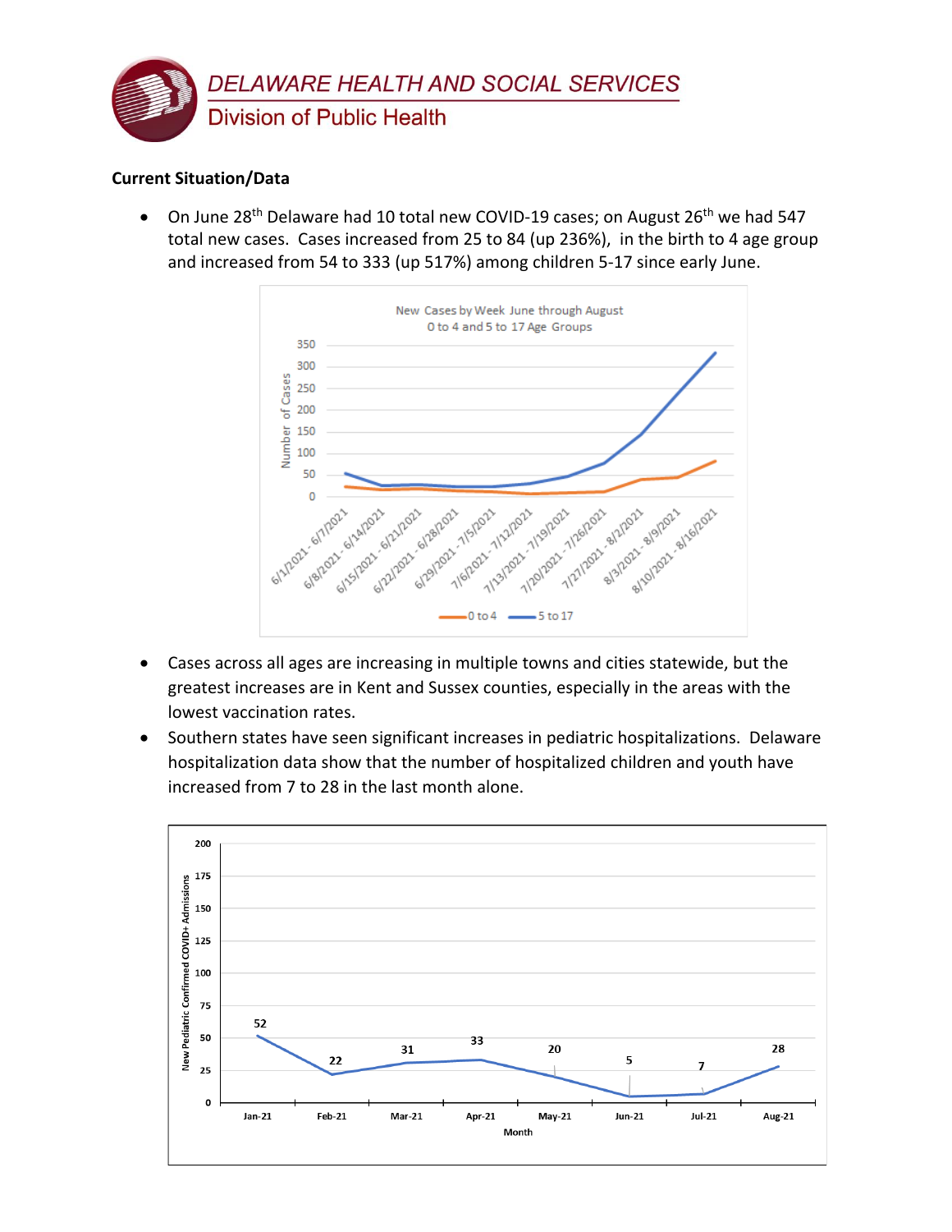**Current Situation/Data**

- On June 28th Delaware had 10 total new COVID-19 cases; on August 26th we had 547 total new cases. Cases increased from 25 to 84 (up 236%), in the birth to 4 age group and increased from 54 to 333 (up 517%) among children 5-17 since early June.

- Cases across all ages are increasing in multiple towns and cities statewide, but the greatest increases are in Kent and Sussex counties, especially in the areas with the lowest vaccination rates.
- Southern states have seen significant increases in pediatric hospitalizations. Delaware hospitalization data show that the number of hospitalized children and youth have increased from 7 to 28 in the last month alone.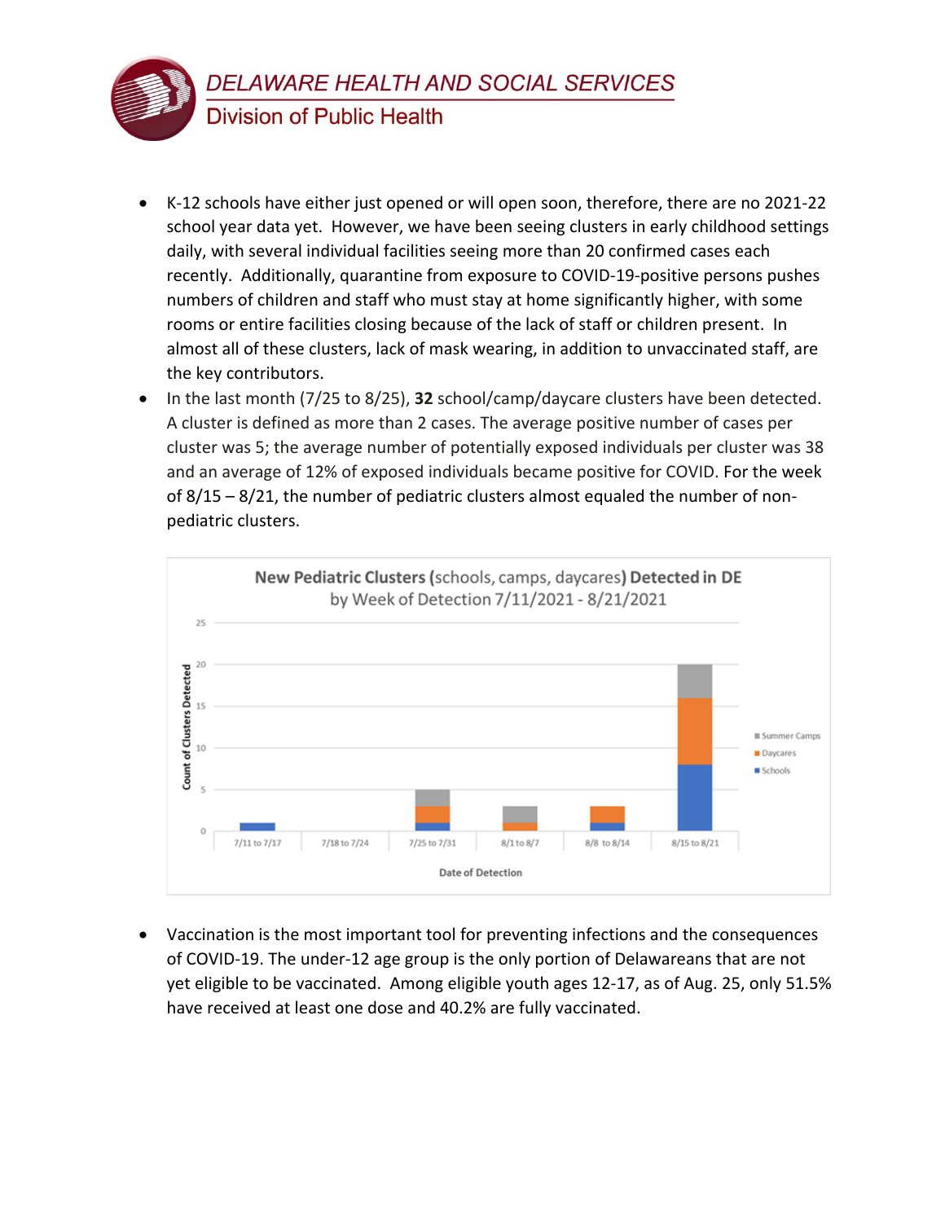- K-12 schools have either just opened or will open soon, therefore, there are no 2021-22 school year data yet. However, we have been seeing clusters in early childhood settings daily, with several individual facilities seeing more than 20 confirmed cases each recently. Additionally, quarantine from exposure to COVID-19-positive persons pushes numbers of children and staff who must stay at home significantly higher, with some rooms or entire facilities closing because of the lack of staff or children present. In almost all of these clusters, lack of mask wearing, in addition to unvaccinated staff, are the key contributors.
- In the last month (7/25 to 8/25), **32** school/camp/daycare clusters have been detected. A cluster is defined as more than 2 cases. The average positive number of cases per cluster was 5; the average number of potentially exposed individuals per cluster was 38 and an average of 12% of exposed individuals became positive for COVID. For the week of 8/15 – 8/21, the number of pediatric clusters almost equaled the number of non-pediatric clusters.

**New Pediatric Clusters** (schools, camps, daycares) **Detected in DE** by Week of Detection 7/11/2021 - 8/21/2021

| Date of Detection | Schools | Daycares | Summer Camps |
|---|---|---|---|
| 7/11 to 7/17 | 1 | 0 | 0 |
| 7/18 to 7/24 | 0 | 0 | 0 |
| 7/25 to 7/31 | 1 | 2 | 2 |
| 8/1 to 8/7 | 0 | 1 | 2 |
| 8/8 to 8/14 | 1 | 2 | 0 |
| 8/15 to 8/21 | 8 | 8 | 4 |

- Vaccination is the most important tool for preventing infections and the consequences of COVID-19. The under-12 age group is the only portion of Delawareans that are not yet eligible to be vaccinated. Among eligible youth ages 12-17, as of Aug. 25, only 51.5% have received at least one dose and 40.2% are fully vaccinated.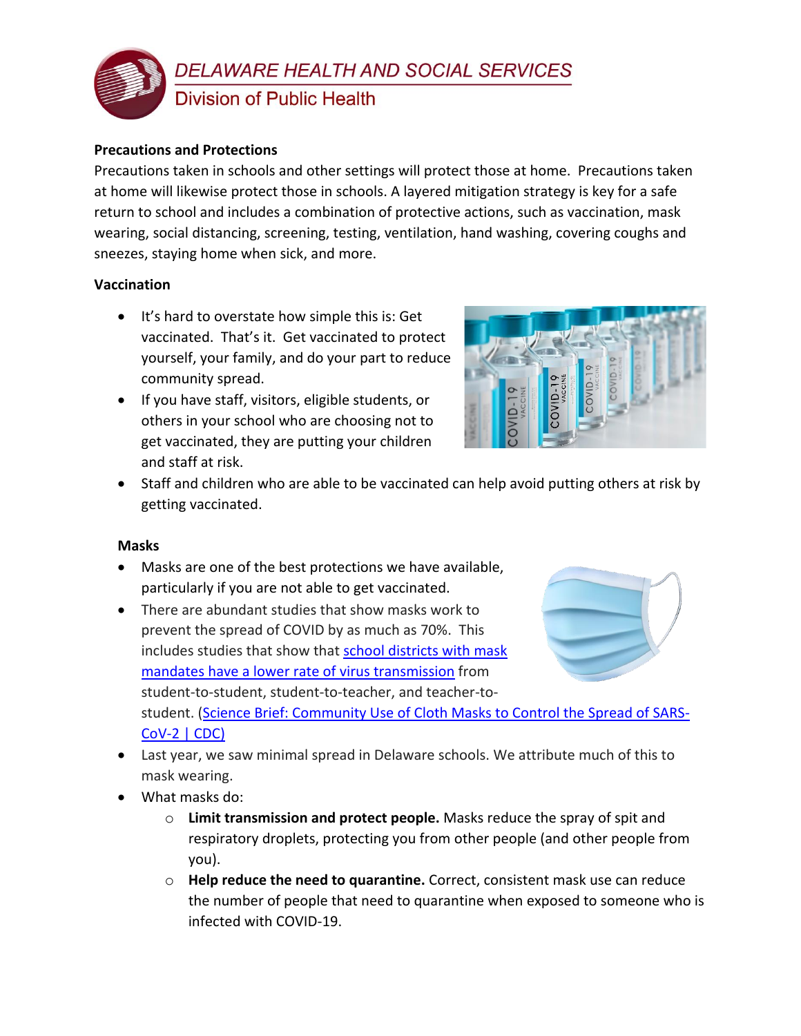**Precautions and Protections**

Precautions taken in schools and other settings will protect those at home. Precautions taken at home will likewise protect those in schools. A layered mitigation strategy is key for a safe return to school and includes a combination of protective actions, such as vaccination, mask wearing, social distancing, screening, testing, ventilation, hand washing, covering coughs and sneezes, staying home when sick, and more.

**Vaccination**

- It's hard to overstate how simple this is: Get vaccinated. That's it. Get vaccinated to protect yourself, your family, and do your part to reduce community spread.
- If you have staff, visitors, eligible students, or others in your school who are choosing not to get vaccinated, they are putting your children and staff at risk.
- Staff and children who are able to be vaccinated can help avoid putting others at risk by getting vaccinated.

**Masks**

- Masks are one of the best protections we have available, particularly if you are not able to get vaccinated.
- There are abundant studies that show masks work to prevent the spread of COVID by as much as 70%. This includes studies that show that school districts with mask mandates have a lower rate of virus transmission from student-to-student, student-to-teacher, and teacher-to-student. (Science Brief: Community Use of Cloth Masks to Control the Spread of SARS-CoV-2 | CDC)
- Last year, we saw minimal spread in Delaware schools. We attribute much of this to mask wearing.
- What masks do:
  - **Limit transmission and protect people.** Masks reduce the spray of spit and respiratory droplets, protecting you from other people (and other people from you).
  - **Help reduce the need to quarantine.** Correct, consistent mask use can reduce the number of people that need to quarantine when exposed to someone who is infected with COVID-19.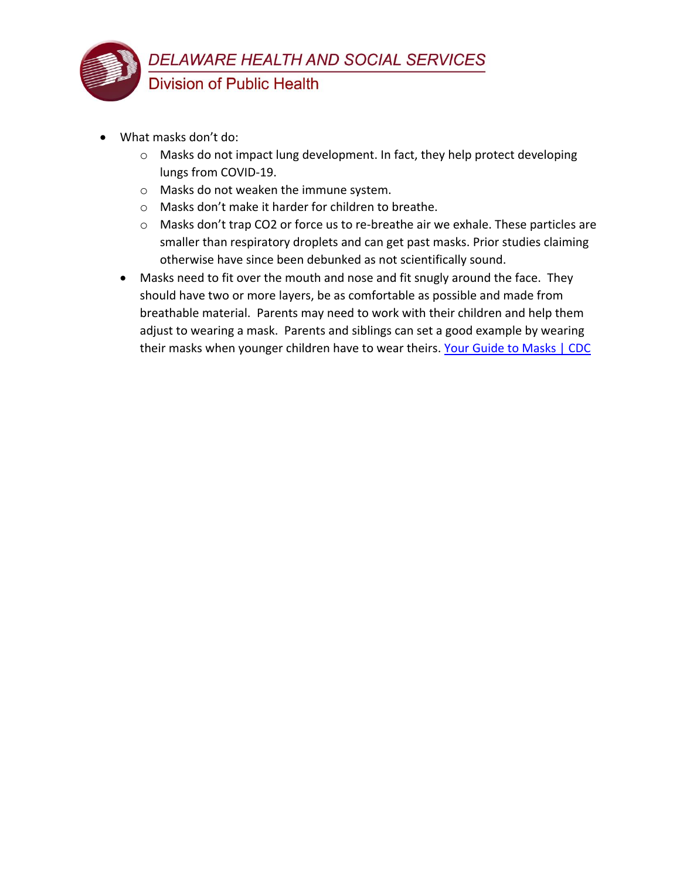- What masks don't do:
  - Masks do not impact lung development. In fact, they help protect developing lungs from COVID-19.
  - Masks do not weaken the immune system.
  - Masks don't make it harder for children to breathe.
  - Masks don't trap $CO_2$ or force us to re-breathe air we exhale. These particles are smaller than respiratory droplets and can get past masks. Prior studies claiming otherwise have since been debunked as not scientifically sound.
- Masks need to fit over the mouth and nose and fit snugly around the face. They should have two or more layers, be as comfortable as possible and made from breathable material. Parents may need to work with their children and help them adjust to wearing a mask. Parents and siblings can set a good example by wearing their masks when younger children have to wear theirs. Your Guide to Masks | CDC